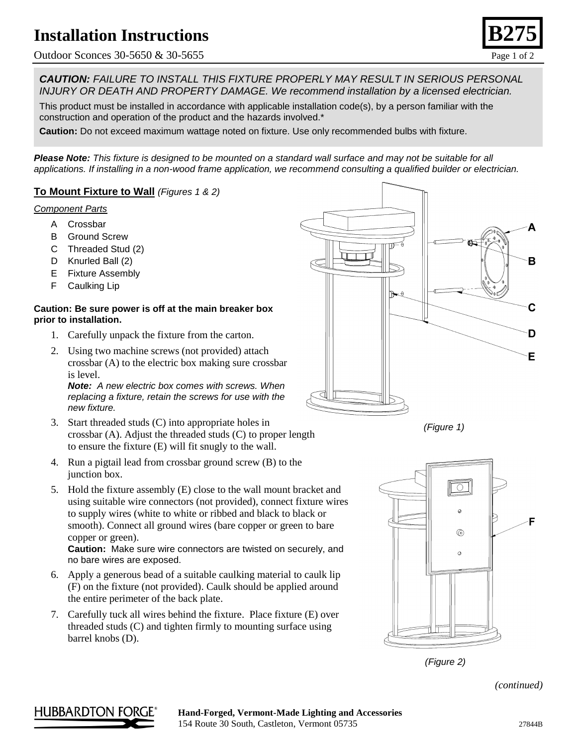# Installation Instructions

Outdoor Sconces 30-5650 & 30-5655

**B275**

***CAUTION:*** *FAILURE TO INSTALL THIS FIXTURE PROPERLY MAY RESULT IN SERIOUS PERSONAL INJURY OR DEATH AND PROPERTY DAMAGE. We recommend installation by a licensed electrician.*

This product must be installed in accordance with applicable installation code(s), by a person familiar with the construction and operation of the product and the hazards involved.*

**Caution:** Do not exceed maximum wattage noted on fixture. Use only recommended bulbs with fixture.

***Please Note:*** *This fixture is designed to be mounted on a standard wall surface and may not be suitable for all applications. If installing in a non-wood frame application, we recommend consulting a qualified builder or electrician.*

## To Mount Fixture to Wall *(Figures 1 & 2)*

*Component Parts*

- A Crossbar
- B Ground Screw
- C Threaded Stud (2)
- D Knurled Ball (2)
- E Fixture Assembly
- F Caulking Lip

**Caution: Be sure power is off at the main breaker box prior to installation.**

1. Carefully unpack the fixture from the carton.
2. Using two machine screws (not provided) attach crossbar (A) to the electric box making sure crossbar is level.
   ***Note:*** *A new electric box comes with screws. When replacing a fixture, retain the screws for use with the new fixture.*
3. Start threaded studs (C) into appropriate holes in crossbar (A). Adjust the threaded studs (C) to proper length to ensure the fixture (E) will fit snugly to the wall.
4. Run a pigtail lead from crossbar ground screw (B) to the junction box.
5. Hold the fixture assembly (E) close to the wall mount bracket and using suitable wire connectors (not provided), connect fixture wires to supply wires (white to white or ribbed and black to black or smooth). Connect all ground wires (bare copper or green to bare copper or green).
   **Caution:** Make sure wire connectors are twisted on securely, and no bare wires are exposed.
6. Apply a generous bead of a suitable caulking material to caulk lip (F) on the fixture (not provided). Caulk should be applied around the entire perimeter of the back plate.
7. Carefully tuck all wires behind the fixture. Place fixture (E) over threaded studs (C) and tighten firmly to mounting surface using barrel knobs (D).

A
B
C
D
E

*(Figure 1)*

F

*(Figure 2)*

*(continued)*

HUBBARDTON FORGE®

**Hand-Forged, Vermont-Made Lighting and Accessories**
154 Route 30 South, Castleton, Vermont 05735

27844B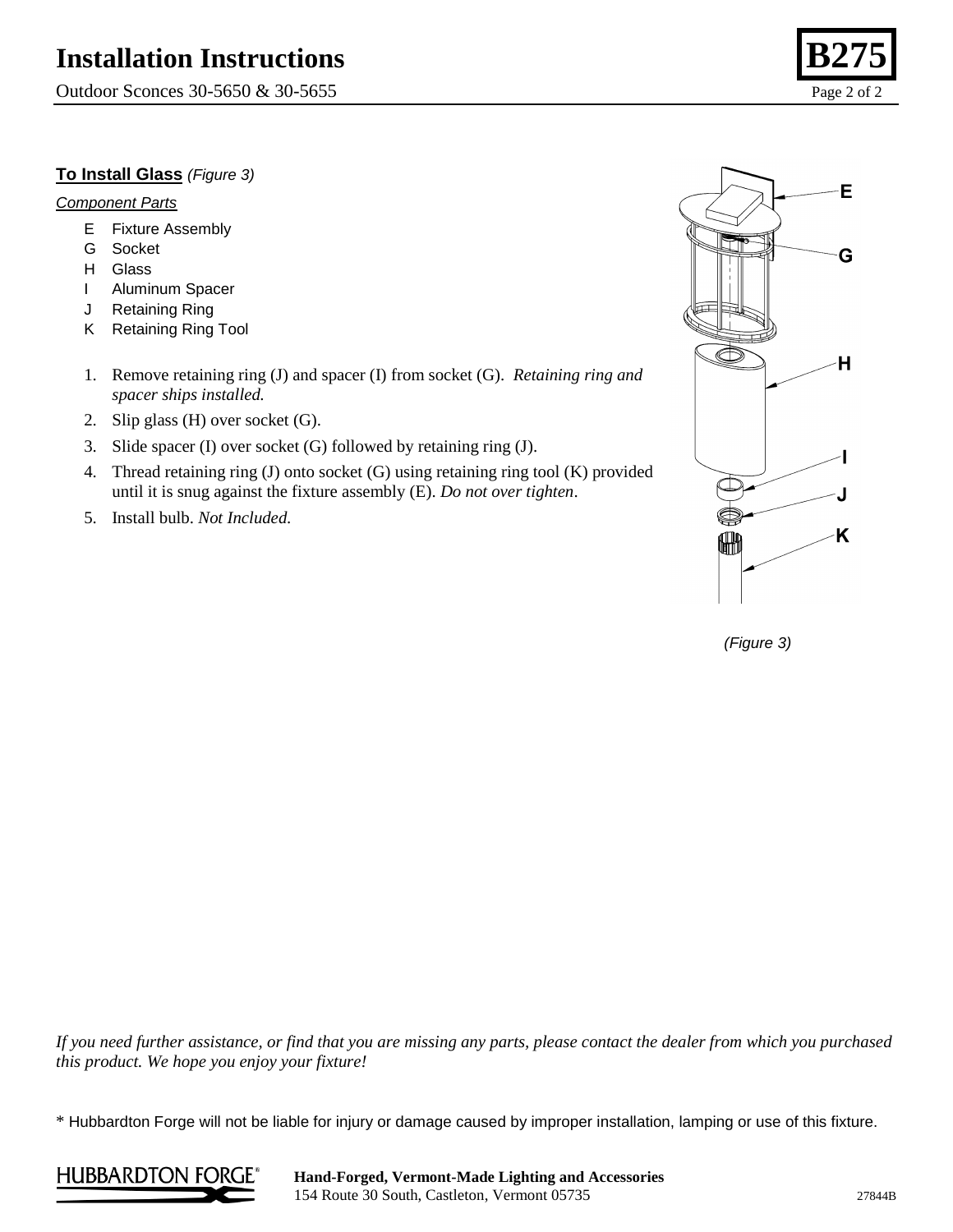## **To Install Glass** *(Figure 3)*

*Component Parts*

- E Fixture Assembly
- G Socket
- H Glass
- I Aluminum Spacer
- J Retaining Ring
- K Retaining Ring Tool

1. Remove retaining ring (J) and spacer (I) from socket (G). *Retaining ring and spacer ships installed.*
2. Slip glass (H) over socket (G).
3. Slide spacer (I) over socket (G) followed by retaining ring (J).
4. Thread retaining ring (J) onto socket (G) using retaining ring tool (K) provided until it is snug against the fixture assembly (E). *Do not over tighten*.
5. Install bulb. *Not Included.*

E
G
H
I
J
K

*(Figure 3)*

*If you need further assistance, or find that you are missing any parts, please contact the dealer from which you purchased this product. We hope you enjoy your fixture!*

\* Hubbardton Forge will not be liable for injury or damage caused by improper installation, lamping or use of this fixture.

HUBBARDTON FORGE®

**Hand-Forged, Vermont-Made Lighting and Accessories**
154 Route 30 South, Castleton, Vermont 05735

27844B